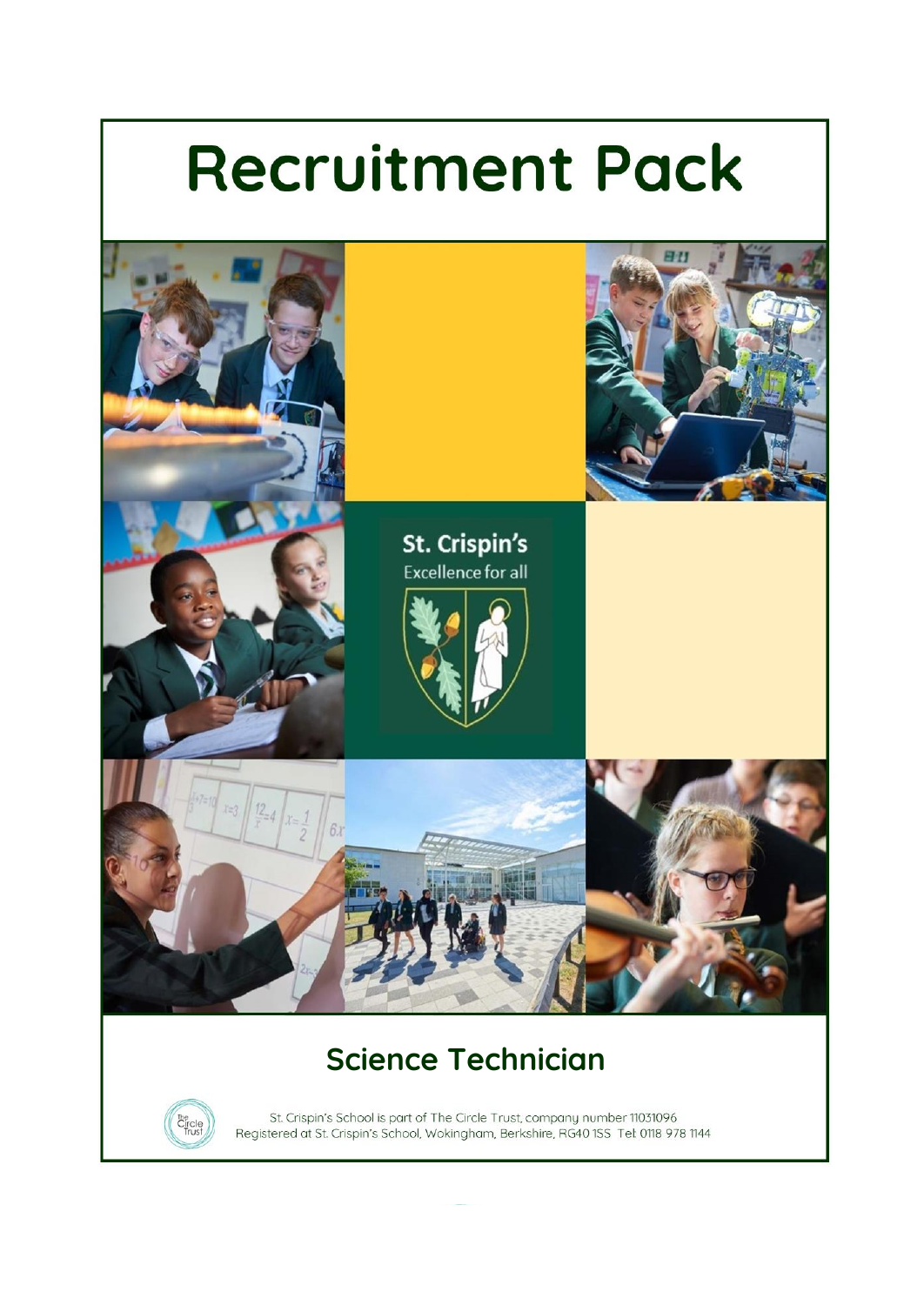# Recruitment Pack

St. Crispin's
Excellence for all

## Science Technician

St. Crispin's School is part of The Circle Trust, company number 11031096
Registered at St. Crispin's School, Wokingham, Berkshire, RG40 1SS Tel: 0118 978 1144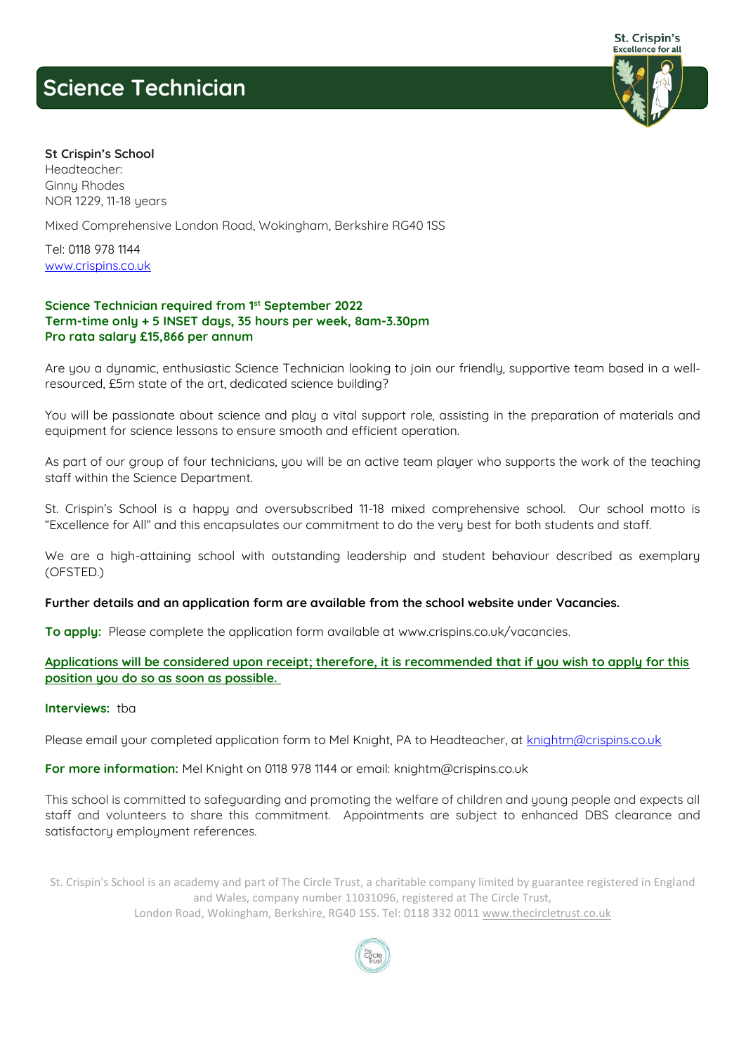# Science Technician

St. Crispin's
Excellence for all

**St Crispin's School**
Headteacher:
Ginny Rhodes
NOR 1229, 11-18 years

Mixed Comprehensive London Road, Wokingham, Berkshire RG40 1SS

Tel: 0118 978 1144
www.crispins.co.uk

**Science Technician required from 1st September 2022**
**Term-time only + 5 INSET days, 35 hours per week, 8am-3.30pm**
**Pro rata salary £15,866 per annum**

Are you a dynamic, enthusiastic Science Technician looking to join our friendly, supportive team based in a well-resourced, £5m state of the art, dedicated science building?

You will be passionate about science and play a vital support role, assisting in the preparation of materials and equipment for science lessons to ensure smooth and efficient operation.

As part of our group of four technicians, you will be an active team player who supports the work of the teaching staff within the Science Department.

St. Crispin's School is a happy and oversubscribed 11-18 mixed comprehensive school. Our school motto is "Excellence for All" and this encapsulates our commitment to do the very best for both students and staff.

We are a high-attaining school with outstanding leadership and student behaviour described as exemplary (OFSTED.)

**Further details and an application form are available from the school website under Vacancies.**

**To apply:** Please complete the application form available at www.crispins.co.uk/vacancies.

**Applications will be considered upon receipt; therefore, it is recommended that if you wish to apply for this position you do so as soon as possible.**

**Interviews:** tba

Please email your completed application form to Mel Knight, PA to Headteacher, at knightm@crispins.co.uk

**For more information:** Mel Knight on 0118 978 1144 or email: knightm@crispins.co.uk

This school is committed to safeguarding and promoting the welfare of children and young people and expects all staff and volunteers to share this commitment. Appointments are subject to enhanced DBS clearance and satisfactory employment references.

St. Crispin's School is an academy and part of The Circle Trust, a charitable company limited by guarantee registered in England and Wales, company number 11031096, registered at The Circle Trust,
London Road, Wokingham, Berkshire, RG40 1SS. Tel: 0118 332 0011 www.thecircletrust.co.uk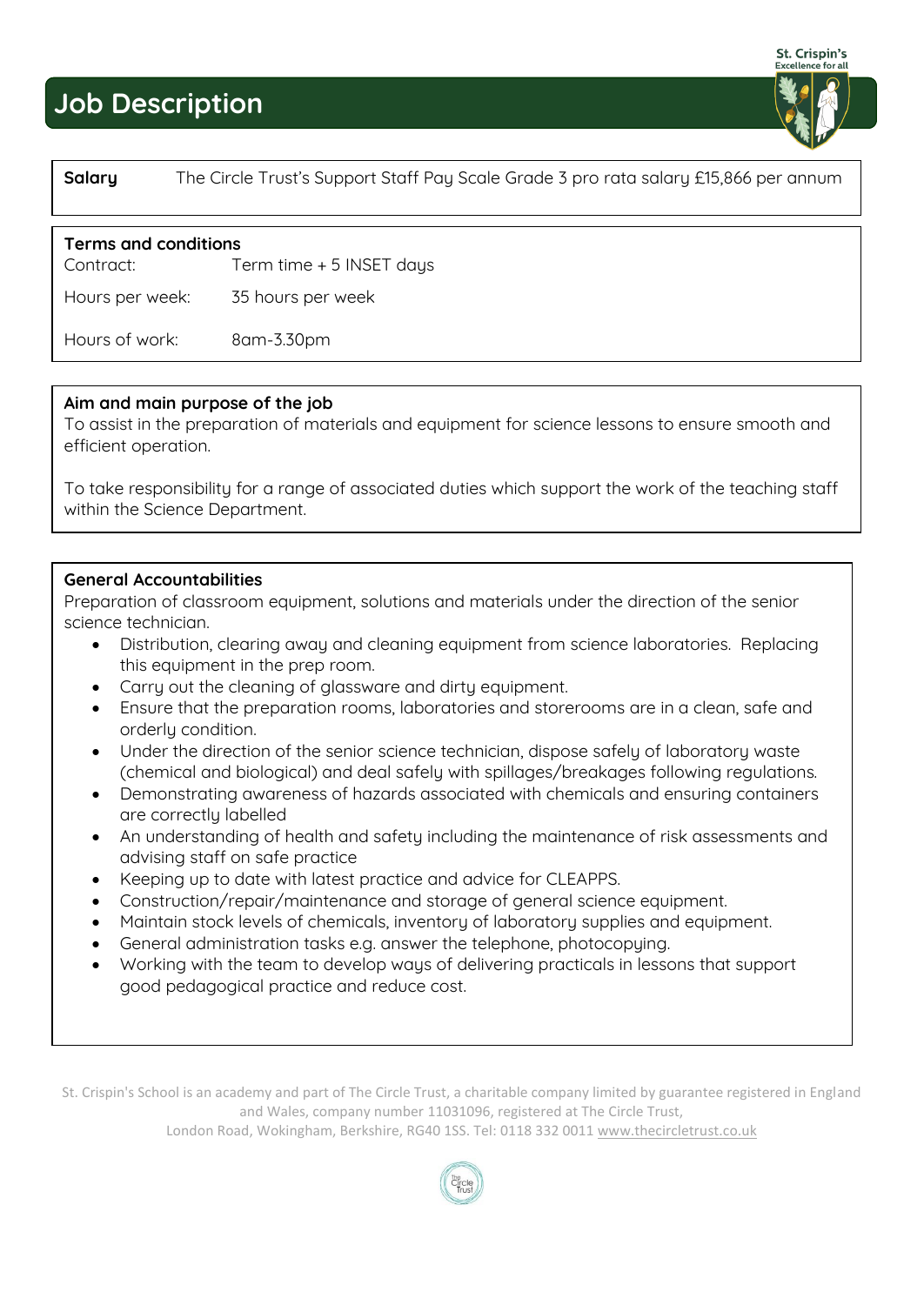# Job Description

| **Salary** | The Circle Trust's Support Staff Pay Scale Grade 3 pro rata salary £15,866 per annum |
|---|---|

**Terms and conditions**

| | |
|---|---|
| Contract: | Term time + 5 INSET days |
| Hours per week: | 35 hours per week |
| Hours of work: | 8am-3.30pm |

**Aim and main purpose of the job**

To assist in the preparation of materials and equipment for science lessons to ensure smooth and efficient operation.

To take responsibility for a range of associated duties which support the work of the teaching staff within the Science Department.

**General Accountabilities**

Preparation of classroom equipment, solutions and materials under the direction of the senior science technician.

- Distribution, clearing away and cleaning equipment from science laboratories. Replacing this equipment in the prep room.
- Carry out the cleaning of glassware and dirty equipment.
- Ensure that the preparation rooms, laboratories and storerooms are in a clean, safe and orderly condition.
- Under the direction of the senior science technician, dispose safely of laboratory waste (chemical and biological) and deal safely with spillages/breakages following regulations.
- Demonstrating awareness of hazards associated with chemicals and ensuring containers are correctly labelled
- An understanding of health and safety including the maintenance of risk assessments and advising staff on safe practice
- Keeping up to date with latest practice and advice for CLEAPPS.
- Construction/repair/maintenance and storage of general science equipment.
- Maintain stock levels of chemicals, inventory of laboratory supplies and equipment.
- General administration tasks e.g. answer the telephone, photocopying.
- Working with the team to develop ways of delivering practicals in lessons that support good pedagogical practice and reduce cost.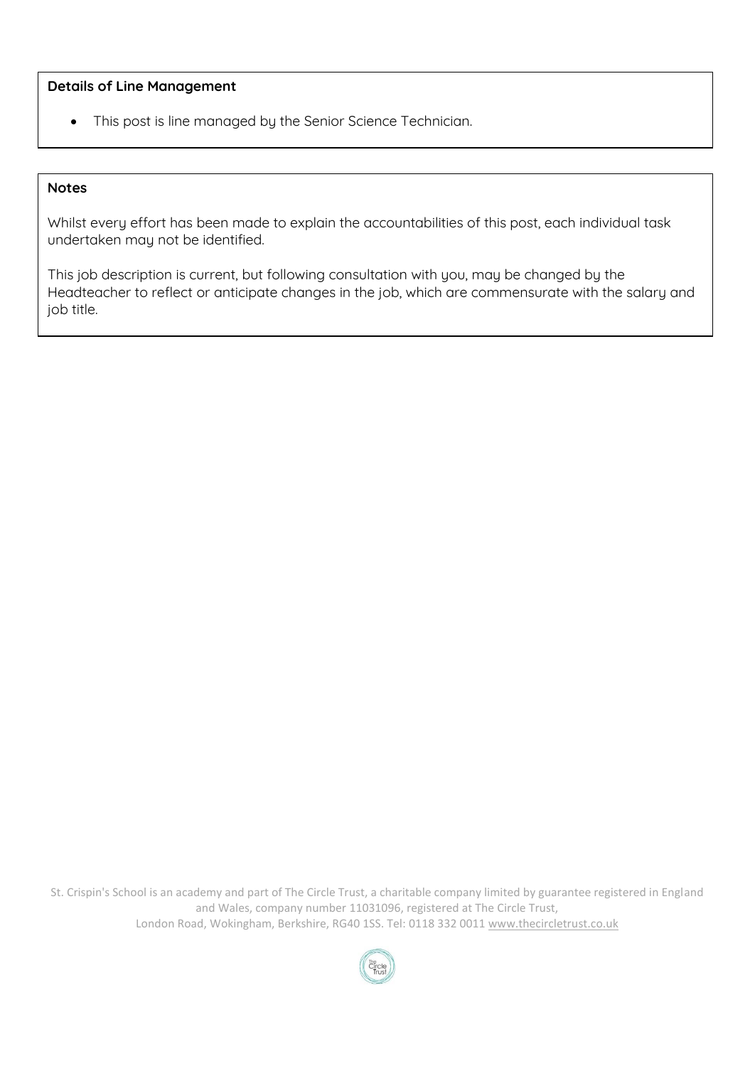**Details of Line Management**

- This post is line managed by the Senior Science Technician.

**Notes**

Whilst every effort has been made to explain the accountabilities of this post, each individual task undertaken may not be identified.

This job description is current, but following consultation with you, may be changed by the Headteacher to reflect or anticipate changes in the job, which are commensurate with the salary and job title.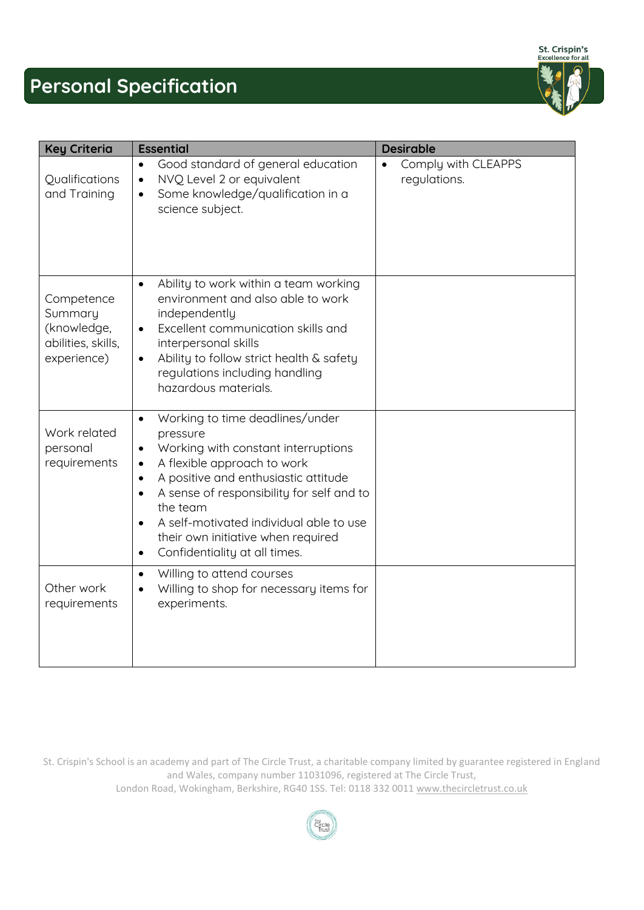# Personal Specification

| Key Criteria | Essential | Desirable |
|---|---|---|
| Qualifications and Training | • Good standard of general education<br>• NVQ Level 2 or equivalent<br>• Some knowledge/qualification in a science subject. | • Comply with CLEAPPS regulations. |
| Competence Summary (knowledge, abilities, skills, experience) | • Ability to work within a team working environment and also able to work independently<br>• Excellent communication skills and interpersonal skills<br>• Ability to follow strict health & safety regulations including handling hazardous materials. | |
| Work related personal requirements | • Working to time deadlines/under pressure<br>• Working with constant interruptions<br>• A flexible approach to work<br>• A positive and enthusiastic attitude<br>• A sense of responsibility for self and to the team<br>• A self-motivated individual able to use their own initiative when required<br>• Confidentiality at all times. | |
| Other work requirements | • Willing to attend courses<br>• Willing to shop for necessary items for experiments. | |

St. Crispin's School is an academy and part of The Circle Trust, a charitable company limited by guarantee registered in England and Wales, company number 11031096, registered at The Circle Trust, London Road, Wokingham, Berkshire, RG40 1SS. Tel: 0118 332 0011 www.thecircletrust.co.uk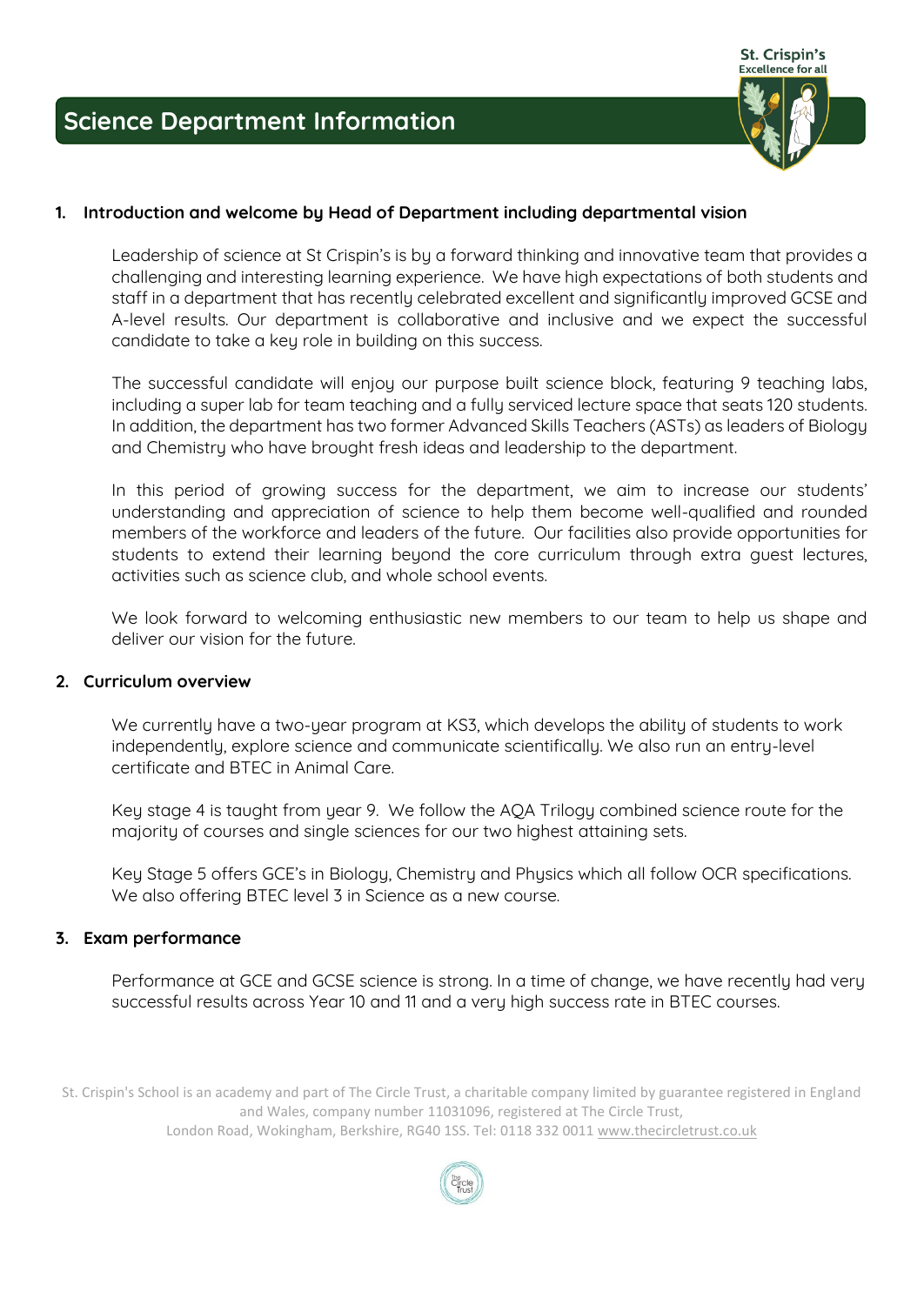# Science Department Information

## 1. Introduction and welcome by Head of Department including departmental vision

Leadership of science at St Crispin's is by a forward thinking and innovative team that provides a challenging and interesting learning experience. We have high expectations of both students and staff in a department that has recently celebrated excellent and significantly improved GCSE and A-level results. Our department is collaborative and inclusive and we expect the successful candidate to take a key role in building on this success.

The successful candidate will enjoy our purpose built science block, featuring 9 teaching labs, including a super lab for team teaching and a fully serviced lecture space that seats 120 students. In addition, the department has two former Advanced Skills Teachers (ASTs) as leaders of Biology and Chemistry who have brought fresh ideas and leadership to the department.

In this period of growing success for the department, we aim to increase our students' understanding and appreciation of science to help them become well-qualified and rounded members of the workforce and leaders of the future. Our facilities also provide opportunities for students to extend their learning beyond the core curriculum through extra guest lectures, activities such as science club, and whole school events.

We look forward to welcoming enthusiastic new members to our team to help us shape and deliver our vision for the future.

## 2. Curriculum overview

We currently have a two-year program at KS3, which develops the ability of students to work independently, explore science and communicate scientifically. We also run an entry-level certificate and BTEC in Animal Care.

Key stage 4 is taught from year 9. We follow the AQA Trilogy combined science route for the majority of courses and single sciences for our two highest attaining sets.

Key Stage 5 offers GCE's in Biology, Chemistry and Physics which all follow OCR specifications. We also offering BTEC level 3 in Science as a new course.

## 3. Exam performance

Performance at GCE and GCSE science is strong. In a time of change, we have recently had very successful results across Year 10 and 11 and a very high success rate in BTEC courses.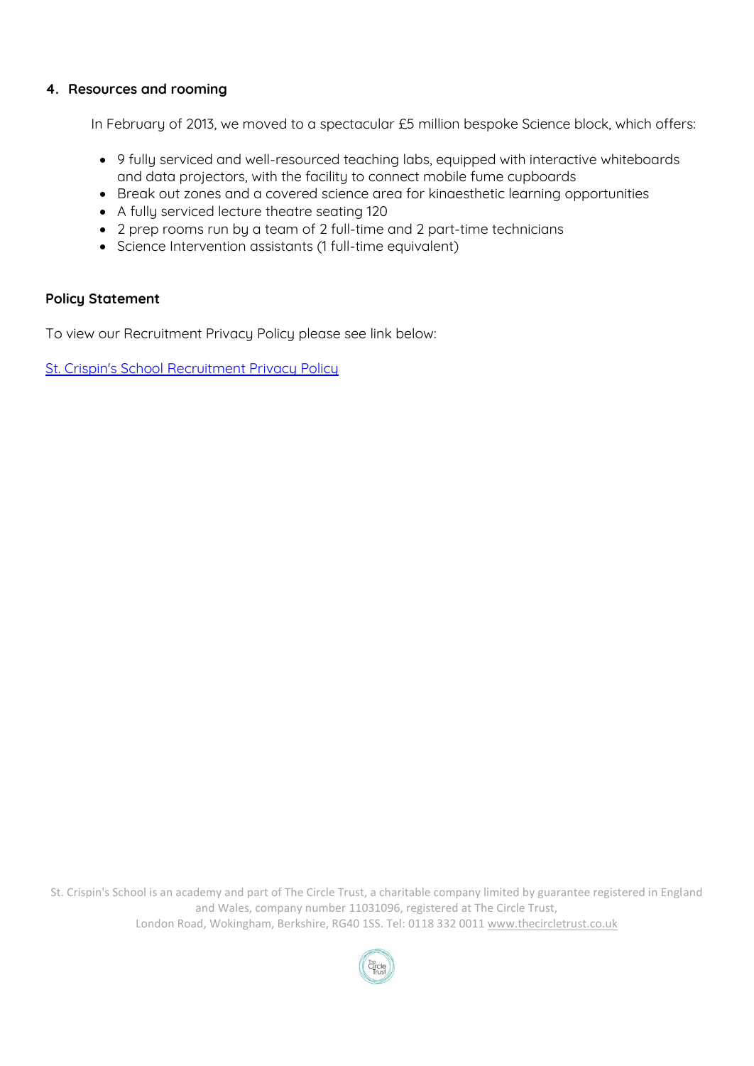### 4. Resources and rooming

In February of 2013, we moved to a spectacular £5 million bespoke Science block, which offers:

- 9 fully serviced and well-resourced teaching labs, equipped with interactive whiteboards and data projectors, with the facility to connect mobile fume cupboards
- Break out zones and a covered science area for kinaesthetic learning opportunities
- A fully serviced lecture theatre seating 120
- 2 prep rooms run by a team of 2 full-time and 2 part-time technicians
- Science Intervention assistants (1 full-time equivalent)

**Policy Statement**

To view our Recruitment Privacy Policy please see link below:

[St. Crispin's School Recruitment Privacy Policy]

St. Crispin's School is an academy and part of The Circle Trust, a charitable company limited by guarantee registered in England and Wales, company number 11031096, registered at The Circle Trust, London Road, Wokingham, Berkshire, RG40 1SS. Tel: 0118 332 0011 www.thecircletrust.co.uk